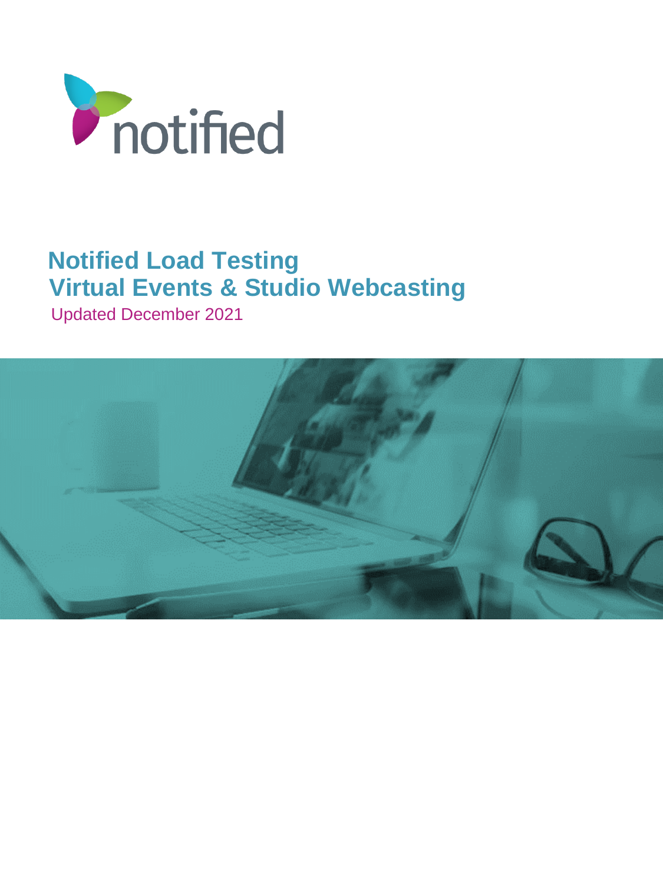notified

# Notified Load Testing Virtual Events & Studio Webcasting

Updated December 2021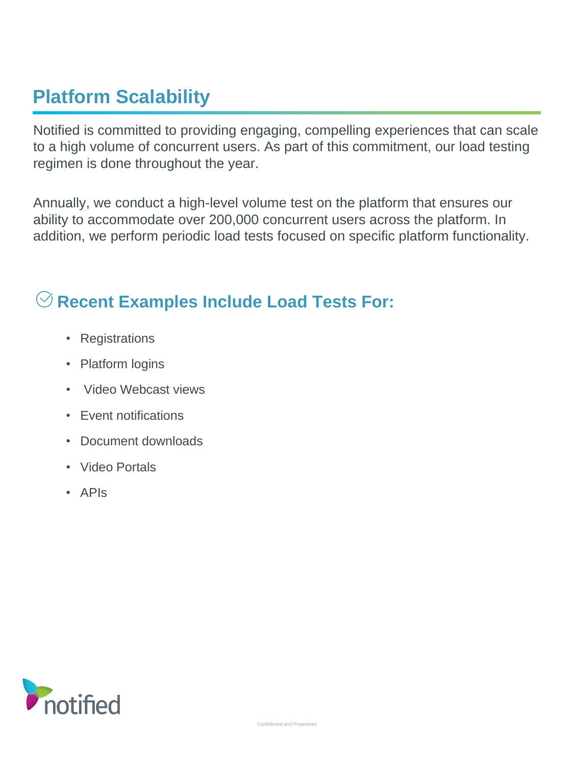# Platform Scalability

Notified is committed to providing engaging, compelling experiences that can scale to a high volume of concurrent users. As part of this commitment, our load testing regimen is done throughout the year.

Annually, we conduct a high-level volume test on the platform that ensures our ability to accommodate over 200,000 concurrent users across the platform. In addition, we perform periodic load tests focused on specific platform functionality.

## Recent Examples Include Load Tests For:

- Registrations
- Platform logins
- Video Webcast views
- Event notifications
- Document downloads
- Video Portals
- APIs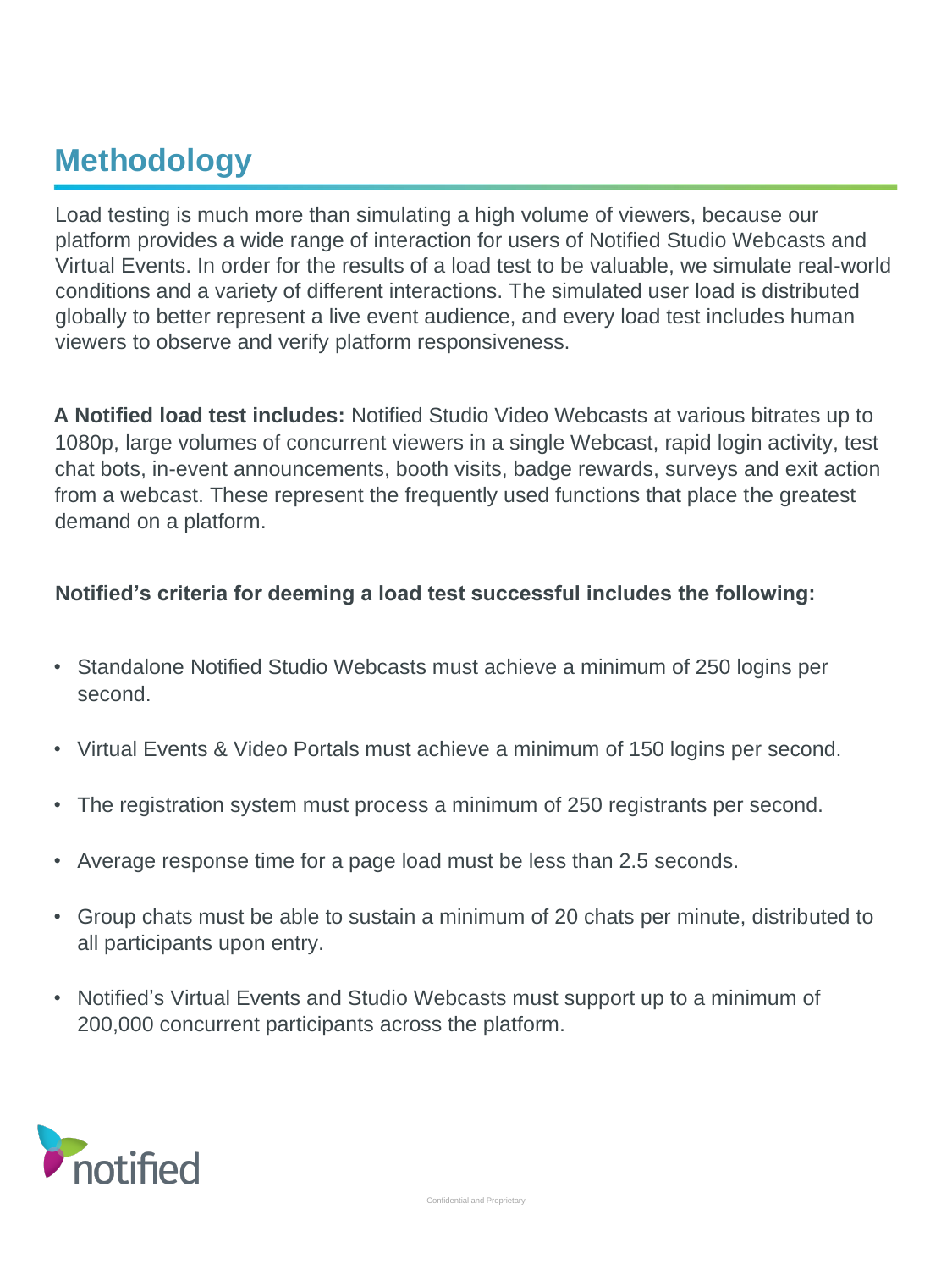# Methodology

Load testing is much more than simulating a high volume of viewers, because our platform provides a wide range of interaction for users of Notified Studio Webcasts and Virtual Events. In order for the results of a load test to be valuable, we simulate real-world conditions and a variety of different interactions. The simulated user load is distributed globally to better represent a live event audience, and every load test includes human viewers to observe and verify platform responsiveness.

**A Notified load test includes:** Notified Studio Video Webcasts at various bitrates up to 1080p, large volumes of concurrent viewers in a single Webcast, rapid login activity, test chat bots, in-event announcements, booth visits, badge rewards, surveys and exit action from a webcast. These represent the frequently used functions that place the greatest demand on a platform.

**Notified's criteria for deeming a load test successful includes the following:**

- Standalone Notified Studio Webcasts must achieve a minimum of 250 logins per second.
- Virtual Events & Video Portals must achieve a minimum of 150 logins per second.
- The registration system must process a minimum of 250 registrants per second.
- Average response time for a page load must be less than 2.5 seconds.
- Group chats must be able to sustain a minimum of 20 chats per minute, distributed to all participants upon entry.
- Notified's Virtual Events and Studio Webcasts must support up to a minimum of 200,000 concurrent participants across the platform.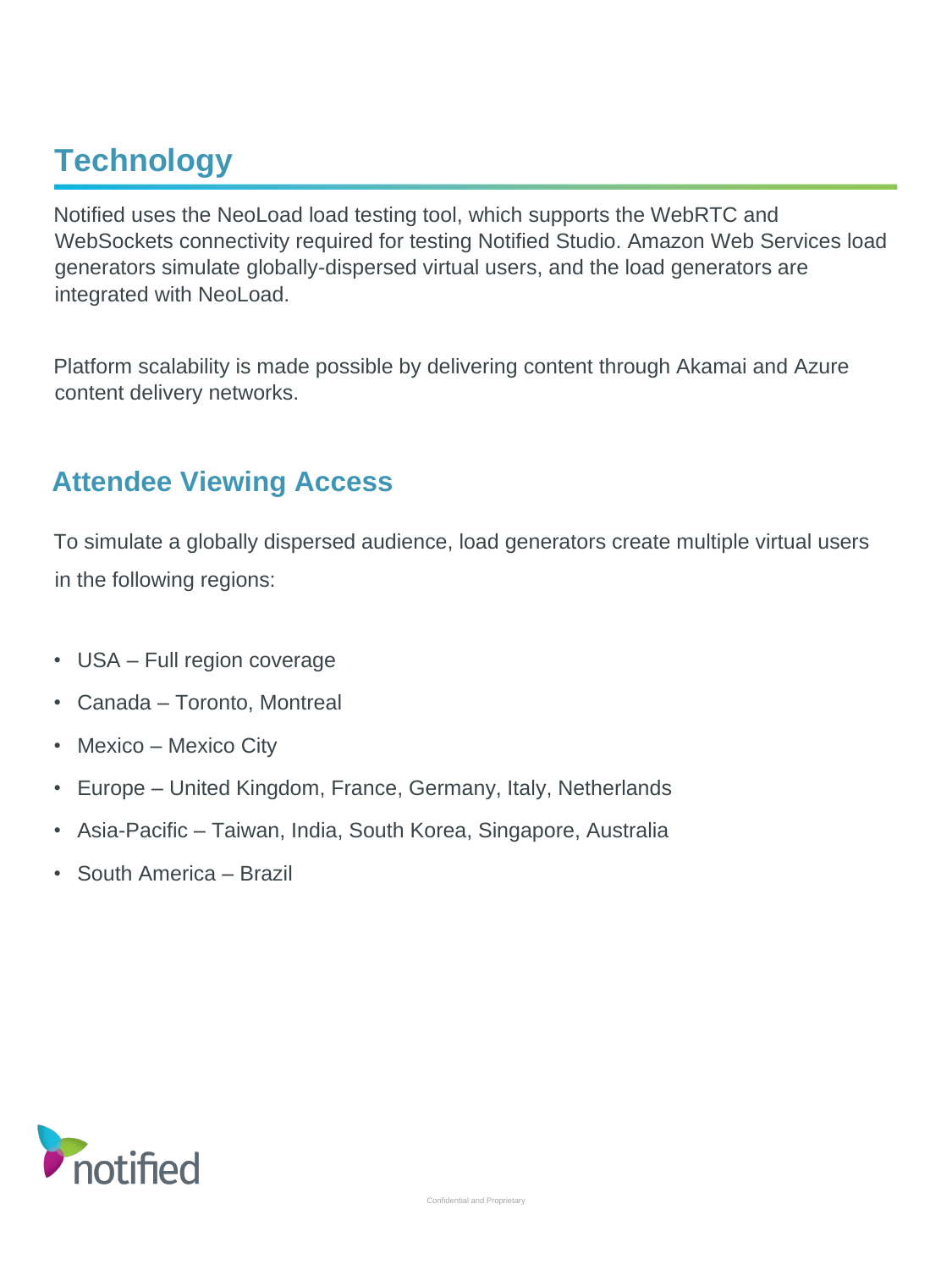# Technology

Notified uses the NeoLoad load testing tool, which supports the WebRTC and WebSockets connectivity required for testing Notified Studio. Amazon Web Services load generators simulate globally-dispersed virtual users, and the load generators are integrated with NeoLoad.

Platform scalability is made possible by delivering content through Akamai and Azure content delivery networks.

## Attendee Viewing Access

To simulate a globally dispersed audience, load generators create multiple virtual users in the following regions:

- USA – Full region coverage
- Canada – Toronto, Montreal
- Mexico – Mexico City
- Europe – United Kingdom, France, Germany, Italy, Netherlands
- Asia-Pacific – Taiwan, India, South Korea, Singapore, Australia
- South America – Brazil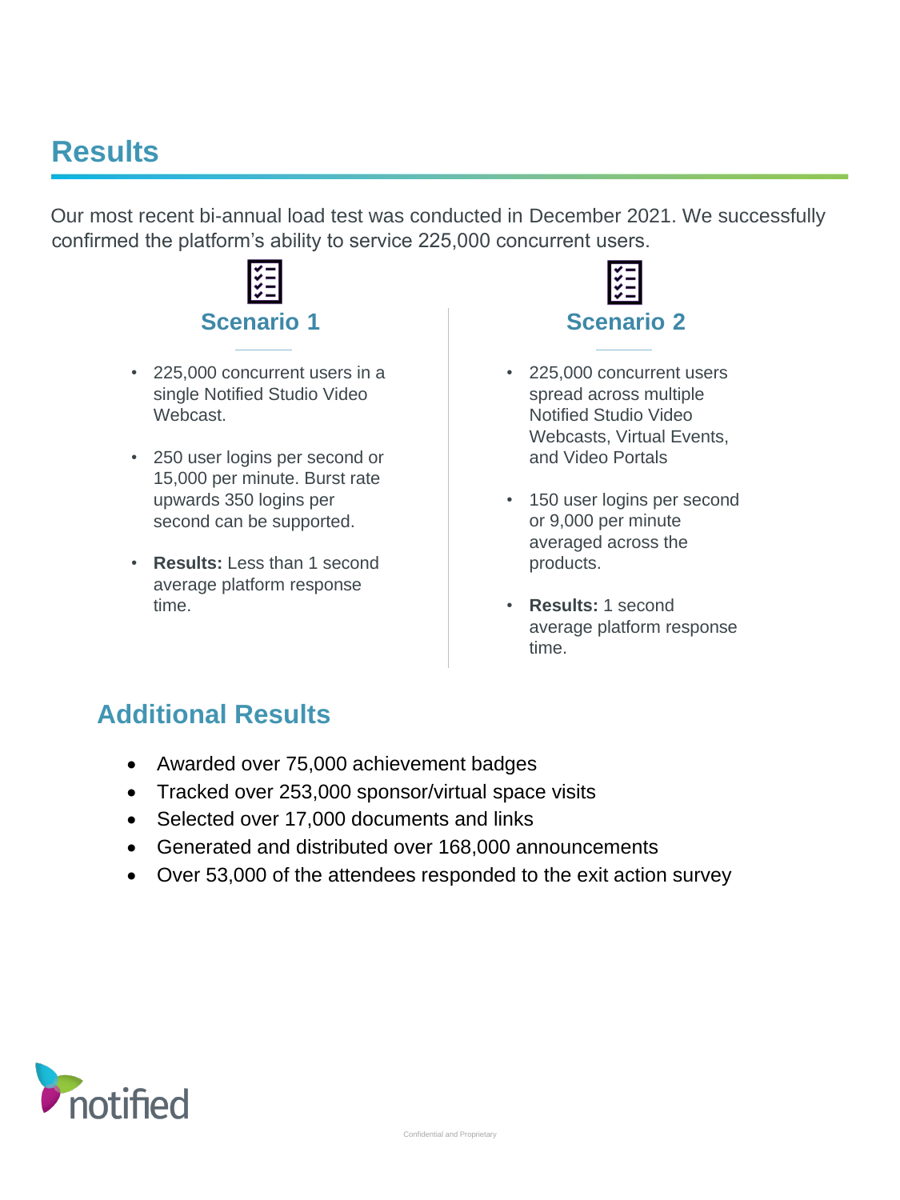# Results

Our most recent bi-annual load test was conducted in December 2021. We successfully confirmed the platform's ability to service 225,000 concurrent users.

## Scenario 1

- 225,000 concurrent users in a single Notified Studio Video Webcast.
- 250 user logins per second or 15,000 per minute. Burst rate upwards 350 logins per second can be supported.
- **Results:** Less than 1 second average platform response time.

## Scenario 2

- 225,000 concurrent users spread across multiple Notified Studio Video Webcasts, Virtual Events, and Video Portals
- 150 user logins per second or 9,000 per minute averaged across the products.
- **Results:** 1 second average platform response time.

## Additional Results

- Awarded over 75,000 achievement badges
- Tracked over 253,000 sponsor/virtual space visits
- Selected over 17,000 documents and links
- Generated and distributed over 168,000 announcements
- Over 53,000 of the attendees responded to the exit action survey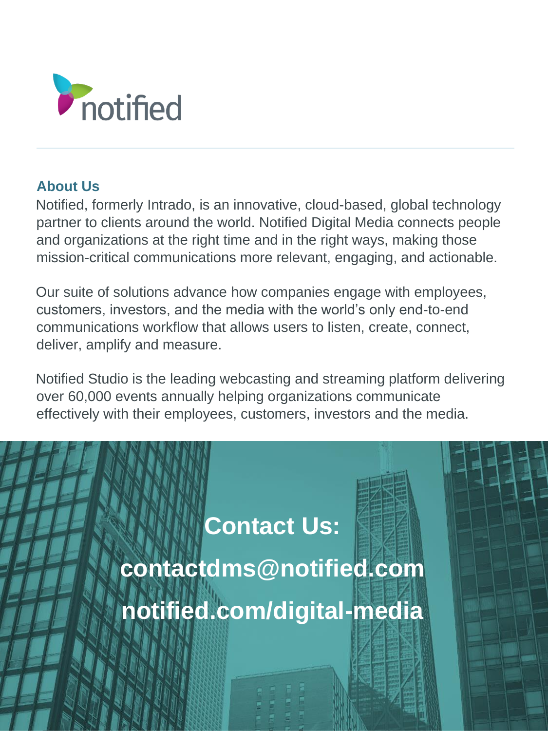notified

## About Us

Notified, formerly Intrado, is an innovative, cloud-based, global technology partner to clients around the world. Notified Digital Media connects people and organizations at the right time and in the right ways, making those mission-critical communications more relevant, engaging, and actionable.

Our suite of solutions advance how companies engage with employees, customers, investors, and the media with the world's only end-to-end communications workflow that allows users to listen, create, connect, deliver, amplify and measure.

Notified Studio is the leading webcasting and streaming platform delivering over 60,000 events annually helping organizations communicate effectively with their employees, customers, investors and the media.

## Contact Us:

**contactdms@notified.com**

**notified.com/digital-media**